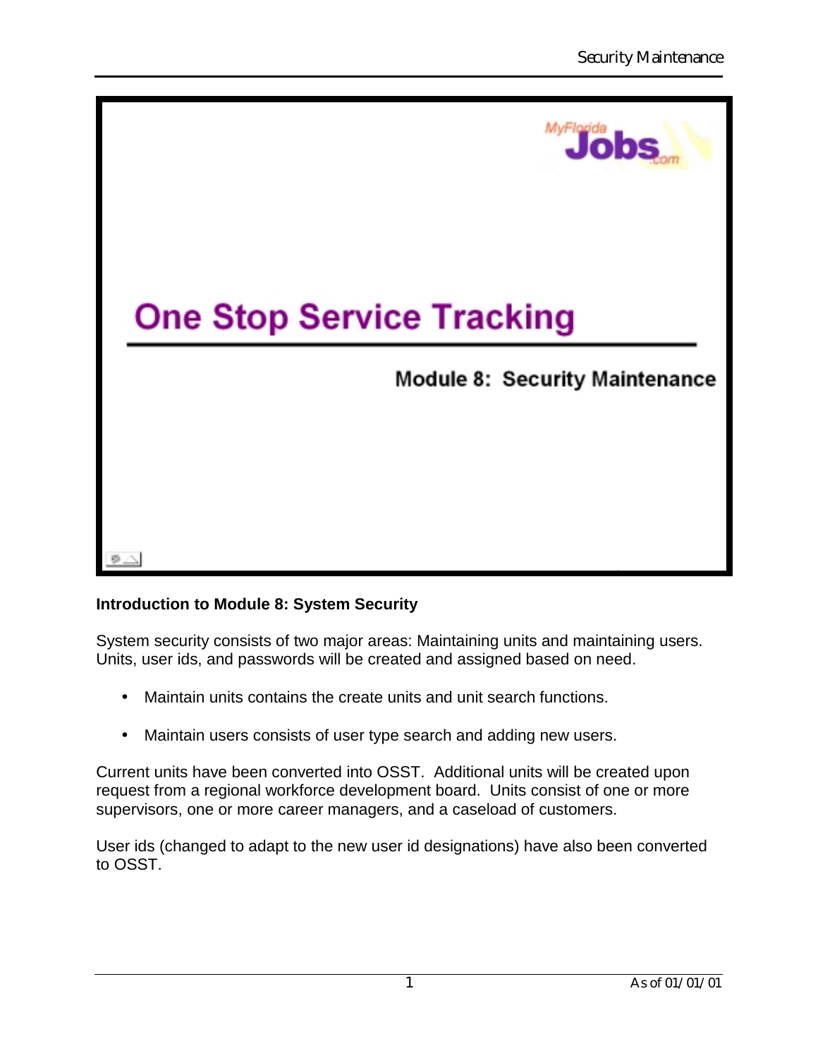# One Stop Service Tracking

## Module 8: Security Maintenance

**Introduction to Module 8: System Security**

System security consists of two major areas: Maintaining units and maintaining users. Units, user ids, and passwords will be created and assigned based on need.

- Maintain units contains the create units and unit search functions.
- Maintain users consists of user type search and adding new users.

Current units have been converted into OSST. Additional units will be created upon request from a regional workforce development board. Units consist of one or more supervisors, one or more career managers, and a caseload of customers.

User ids (changed to adapt to the new user id designations) have also been converted to OSST.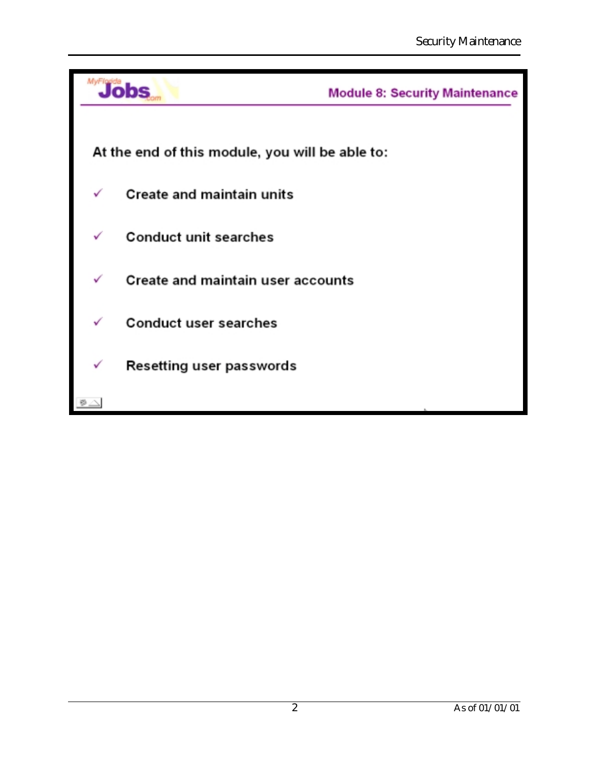MyFlorida Jobs.com

## Module 8: Security Maintenance

At the end of this module, you will be able to:

- ✓ Create and maintain units
- ✓ Conduct unit searches
- ✓ Create and maintain user accounts
- ✓ Conduct user searches
- ✓ Resetting user passwords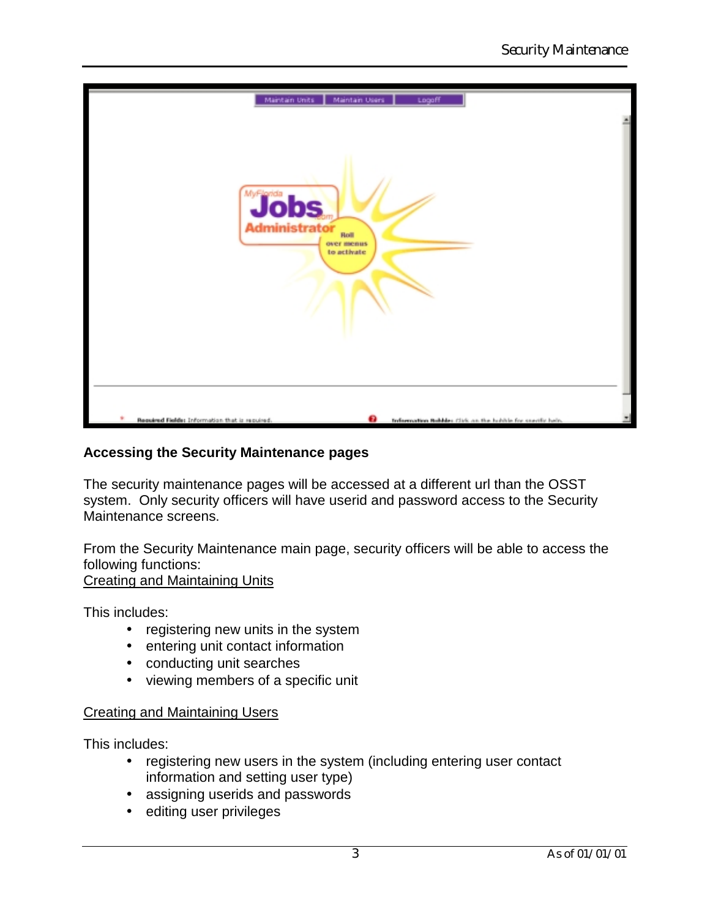## Accessing the Security Maintenance pages

The security maintenance pages will be accessed at a different url than the OSST system. Only security officers will have userid and password access to the Security Maintenance screens.

From the Security Maintenance main page, security officers will be able to access the following functions:

Creating and Maintaining Units

This includes:

- registering new units in the system
- entering unit contact information
- conducting unit searches
- viewing members of a specific unit

Creating and Maintaining Users

This includes:

- registering new users in the system (including entering user contact information and setting user type)
- assigning userids and passwords
- editing user privileges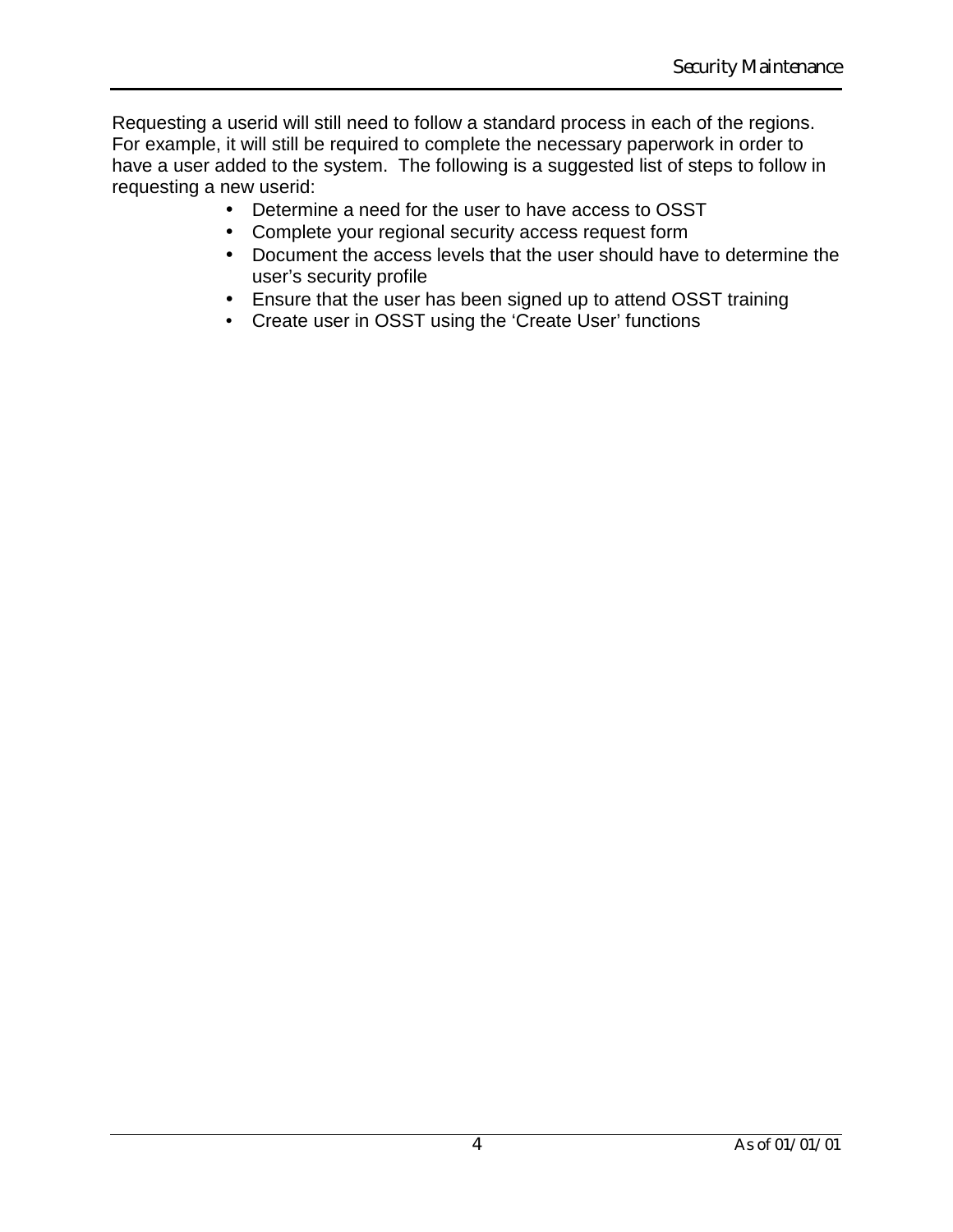Requesting a userid will still need to follow a standard process in each of the regions. For example, it will still be required to complete the necessary paperwork in order to have a user added to the system. The following is a suggested list of steps to follow in requesting a new userid:

- Determine a need for the user to have access to OSST
- Complete your regional security access request form
- Document the access levels that the user should have to determine the user's security profile
- Ensure that the user has been signed up to attend OSST training
- Create user in OSST using the 'Create User' functions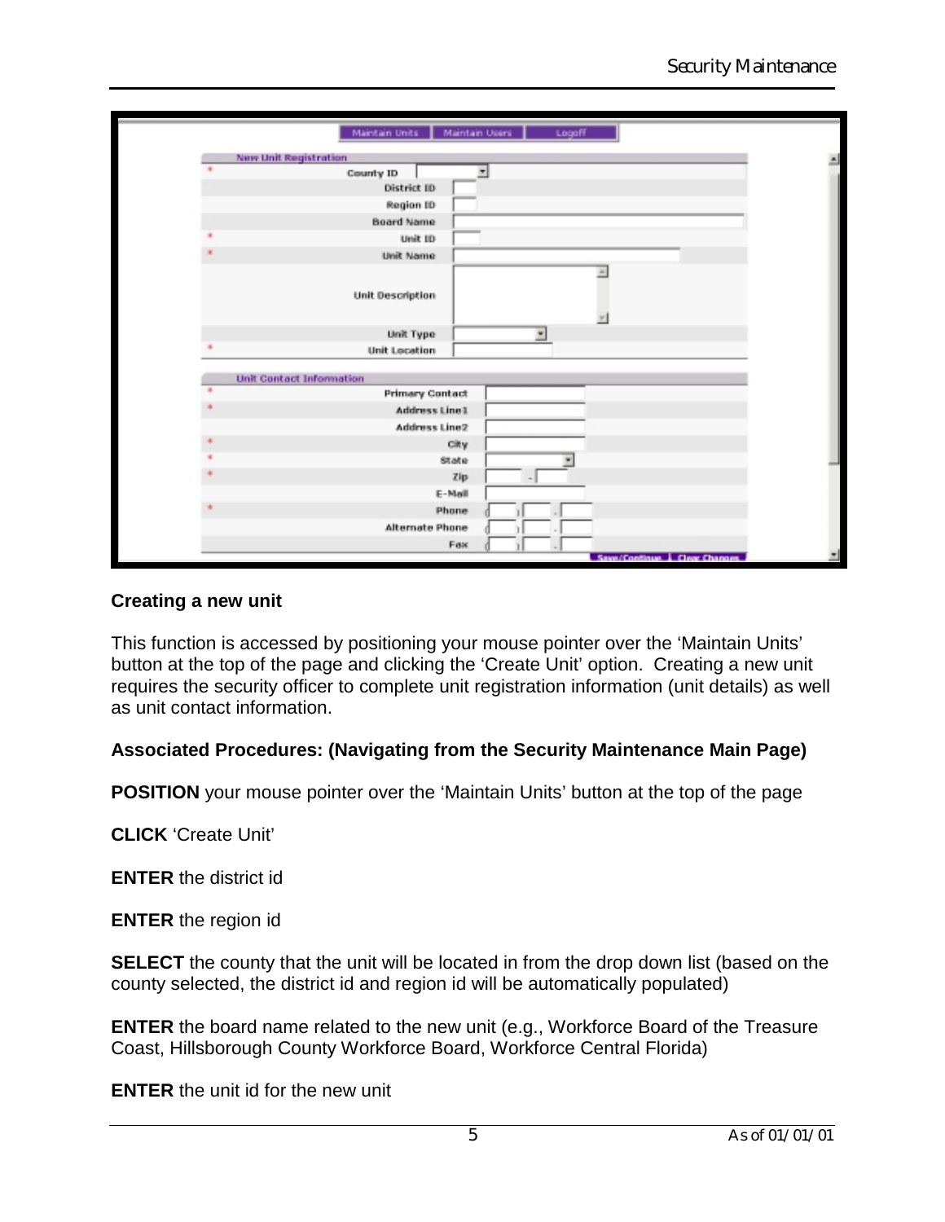## Creating a new unit

This function is accessed by positioning your mouse pointer over the 'Maintain Units' button at the top of the page and clicking the 'Create Unit' option. Creating a new unit requires the security officer to complete unit registration information (unit details) as well as unit contact information.

**Associated Procedures: (Navigating from the Security Maintenance Main Page)**

**POSITION** your mouse pointer over the 'Maintain Units' button at the top of the page

**CLICK** 'Create Unit'

**ENTER** the district id

**ENTER** the region id

**SELECT** the county that the unit will be located in from the drop down list (based on the county selected, the district id and region id will be automatically populated)

**ENTER** the board name related to the new unit (e.g., Workforce Board of the Treasure Coast, Hillsborough County Workforce Board, Workforce Central Florida)

**ENTER** the unit id for the new unit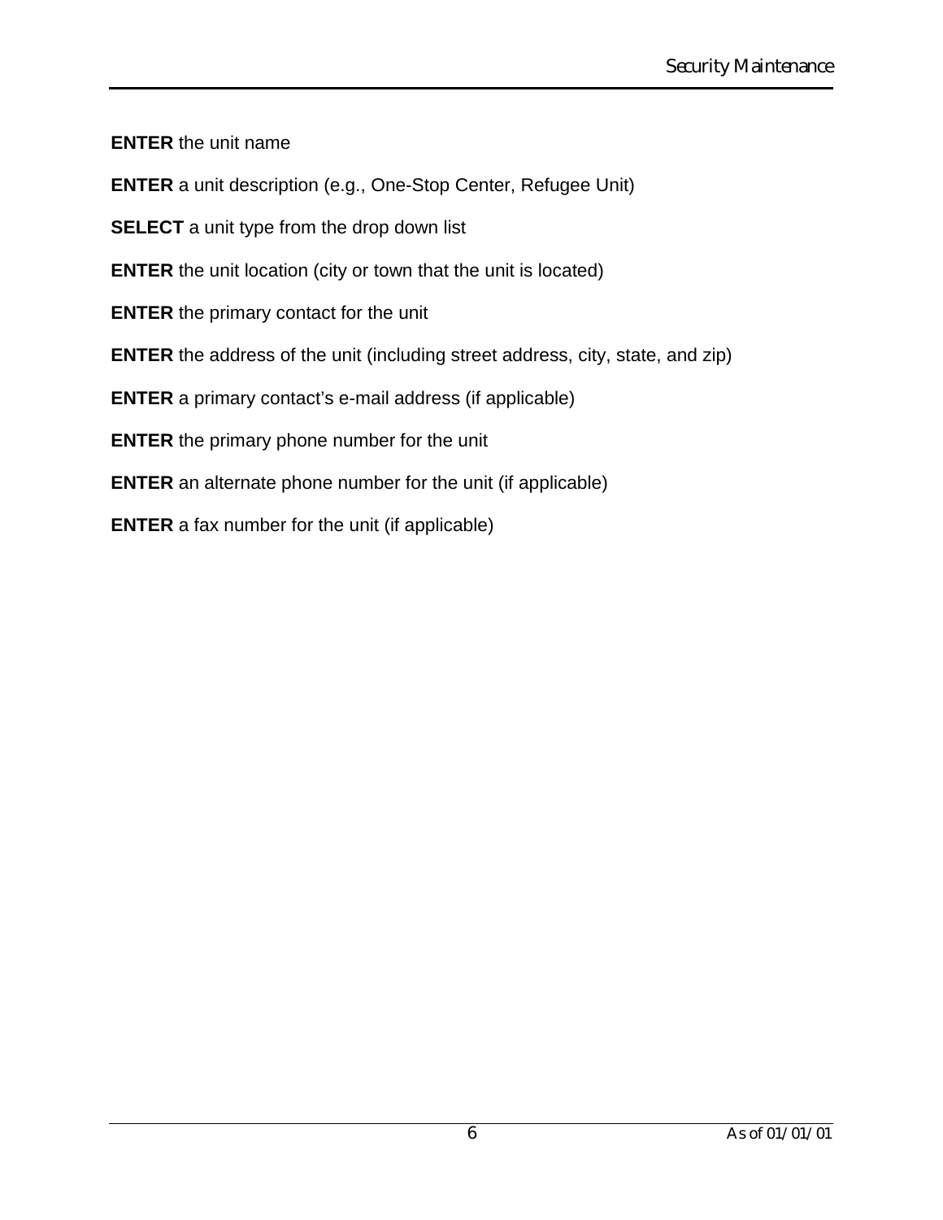**ENTER** the unit name

**ENTER** a unit description (e.g., One-Stop Center, Refugee Unit)

**SELECT** a unit type from the drop down list

**ENTER** the unit location (city or town that the unit is located)

**ENTER** the primary contact for the unit

**ENTER** the address of the unit (including street address, city, state, and zip)

**ENTER** a primary contact's e-mail address (if applicable)

**ENTER** the primary phone number for the unit

**ENTER** an alternate phone number for the unit (if applicable)

**ENTER** a fax number for the unit (if applicable)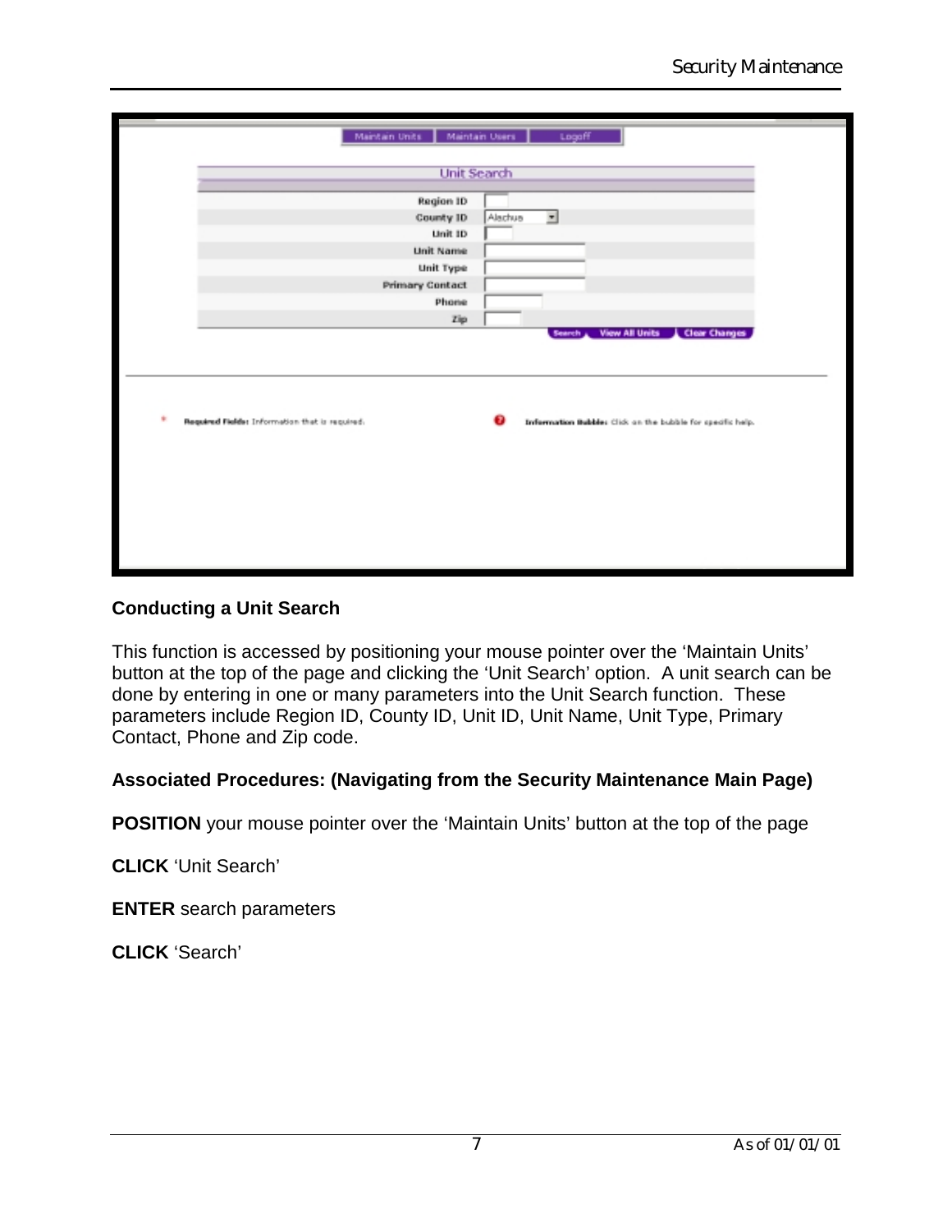## Conducting a Unit Search

This function is accessed by positioning your mouse pointer over the 'Maintain Units' button at the top of the page and clicking the 'Unit Search' option. A unit search can be done by entering in one or many parameters into the Unit Search function. These parameters include Region ID, County ID, Unit ID, Unit Name, Unit Type, Primary Contact, Phone and Zip code.

**Associated Procedures: (Navigating from the Security Maintenance Main Page)**

**POSITION** your mouse pointer over the 'Maintain Units' button at the top of the page

**CLICK** 'Unit Search'

**ENTER** search parameters

**CLICK** 'Search'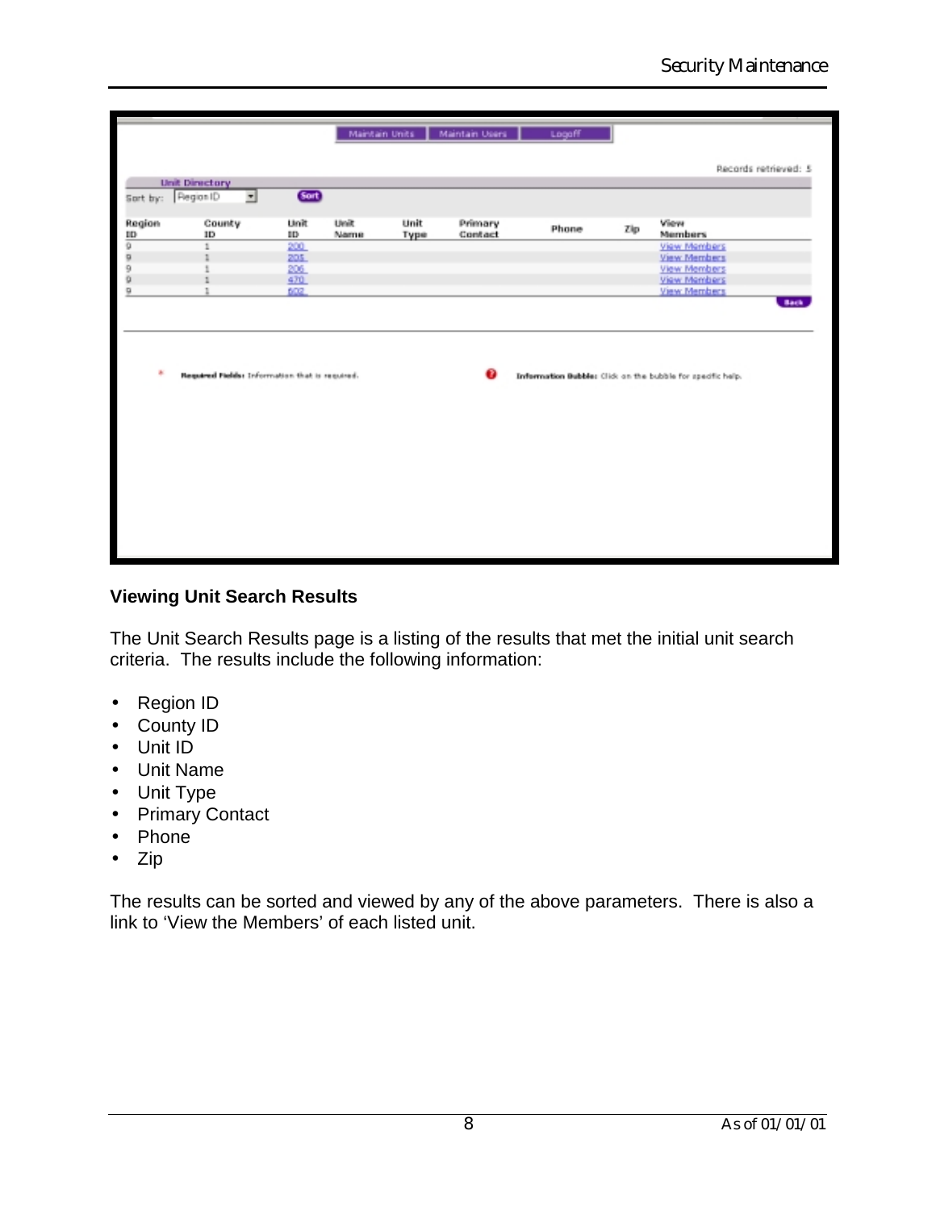| Maintain Units | Maintain Users | Logoff |
| --- | --- | --- |

Records retrieved: 5

Unit Directory

Sort by: Region ID [Sort]

| Region ID | County ID | Unit ID | Unit Name | Unit Type | Primary Contact | Phone | Zip | View Members |
| --- | --- | --- | --- | --- | --- | --- | --- | --- |
| 9 | 1 | 200 | | | | | | View Members |
| 9 | 1 | 205 | | | | | | View Members |
| 9 | 1 | 206 | | | | | | View Members |
| 9 | 1 | 470 | | | | | | View Members |
| 9 | 1 | 602 | | | | | | View Members |

[Back]

* **Required Fields:** Information that is required.

**Information Bubble:** Click on the bubble for specific help.

### Viewing Unit Search Results

The Unit Search Results page is a listing of the results that met the initial unit search criteria. The results include the following information:

- Region ID
- County ID
- Unit ID
- Unit Name
- Unit Type
- Primary Contact
- Phone
- Zip

The results can be sorted and viewed by any of the above parameters. There is also a link to 'View the Members' of each listed unit.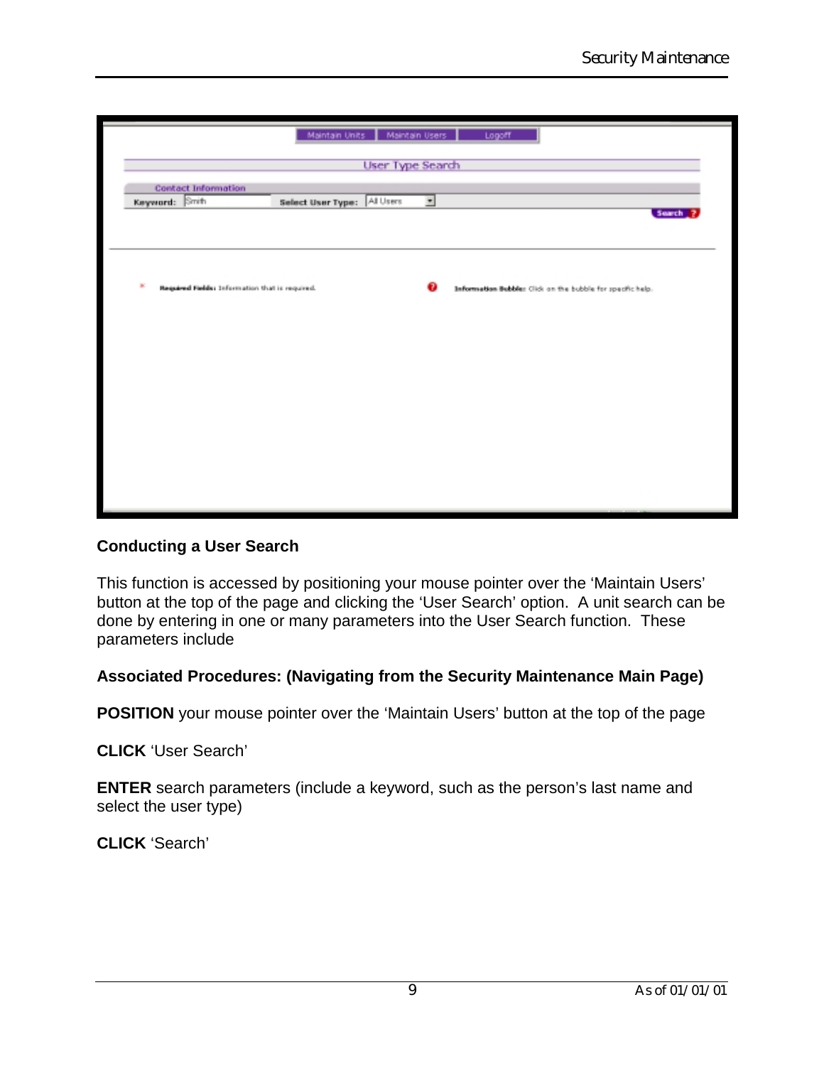## Conducting a User Search

This function is accessed by positioning your mouse pointer over the 'Maintain Users' button at the top of the page and clicking the 'User Search' option. A unit search can be done by entering in one or many parameters into the User Search function. These parameters include

**Associated Procedures: (Navigating from the Security Maintenance Main Page)**

**POSITION** your mouse pointer over the 'Maintain Users' button at the top of the page

**CLICK** 'User Search'

**ENTER** search parameters (include a keyword, such as the person's last name and select the user type)

**CLICK** 'Search'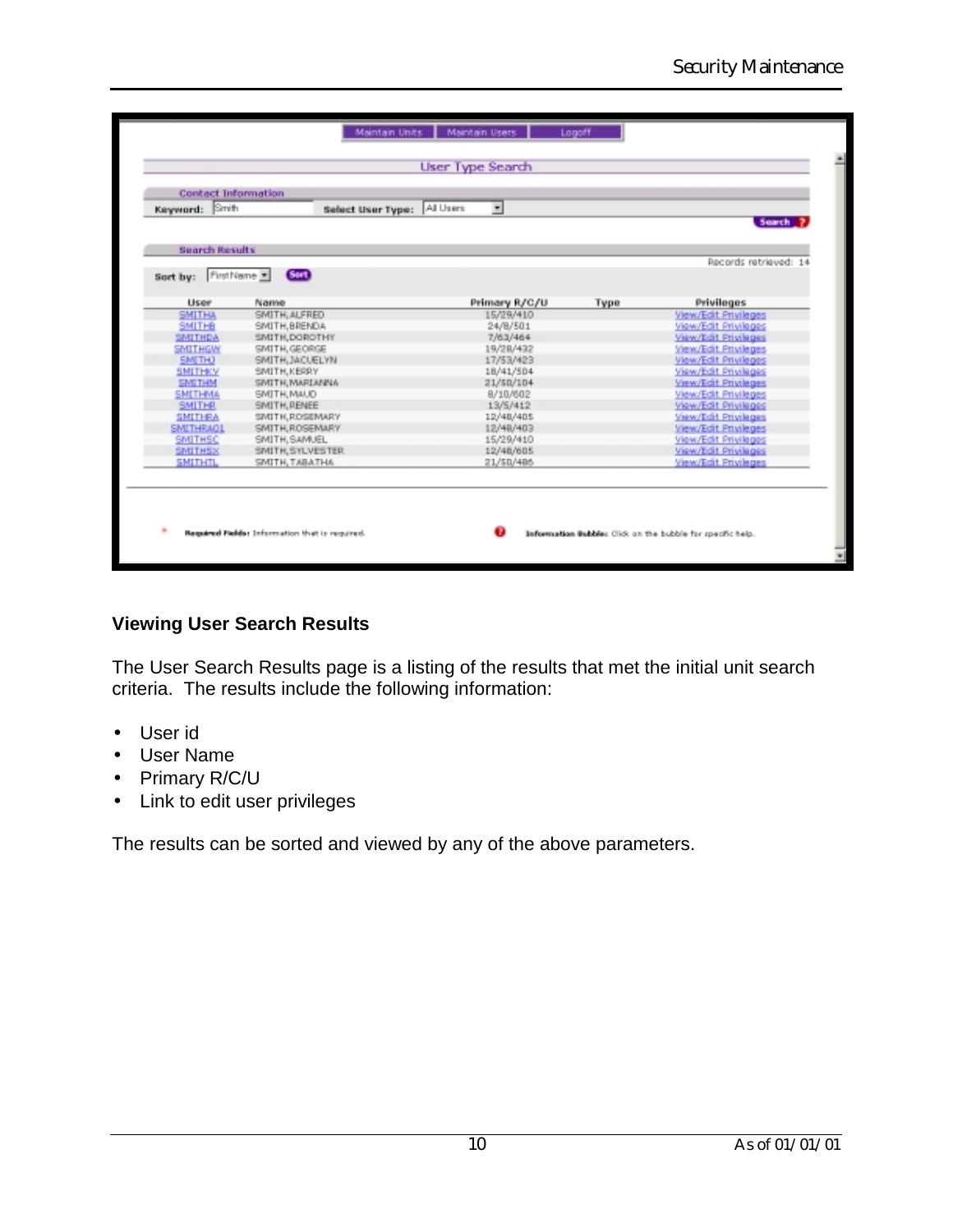| Maintain Units | Maintain Users | Logoff |
|---|---|---|

**User Type Search**

**Contact Information**

**Keyword:** Smith  **Select User Type:** All Users  Search

**Search Results**

Records retrieved: 14

**Sort by:** FirstName  Sort

| User | Name | Primary R/C/U | Type | Privileges |
|---|---|---|---|---|
| SMITHA | SMITH, ALFRED | 15/29/410 | | View/Edit Privileges |
| SMITHB | SMITH, BRENDA | 24/8/501 | | View/Edit Privileges |
| SMITHDA | SMITH, DOROTHY | 7/63/464 | | View/Edit Privileges |
| SMITHGW | SMITH, GEORGE | 19/28/432 | | View/Edit Privileges |
| SMITHJ | SMITH, JACUELYN | 17/53/423 | | View/Edit Privileges |
| SMITHKY | SMITH, KERRY | 18/41/504 | | View/Edit Privileges |
| SMITHM | SMITH, MARIANNA | 21/50/104 | | View/Edit Privileges |
| SMITHMA | SMITH, MAUD | 8/10/602 | | View/Edit Privileges |
| SMITHR | SMITH, RENEE | 13/5/412 | | View/Edit Privileges |
| SMITHRA | SMITH, ROSEMARY | 12/48/405 | | View/Edit Privileges |
| SMITHRA01 | SMITH, ROSEMARY | 12/48/403 | | View/Edit Privileges |
| SMITHSC | SMITH, SAMUEL | 15/29/410 | | View/Edit Privileges |
| SMITHSX | SMITH, SYLVESTER | 12/48/605 | | View/Edit Privileges |
| SMITHTL | SMITH, TABATHA | 21/50/486 | | View/Edit Privileges |

* **Required Fields:** Information that is required.  **Information Bubble:** Click on the bubble for specific help.

### Viewing User Search Results

The User Search Results page is a listing of the results that met the initial unit search criteria. The results include the following information:

- User id
- User Name
- Primary R/C/U
- Link to edit user privileges

The results can be sorted and viewed by any of the above parameters.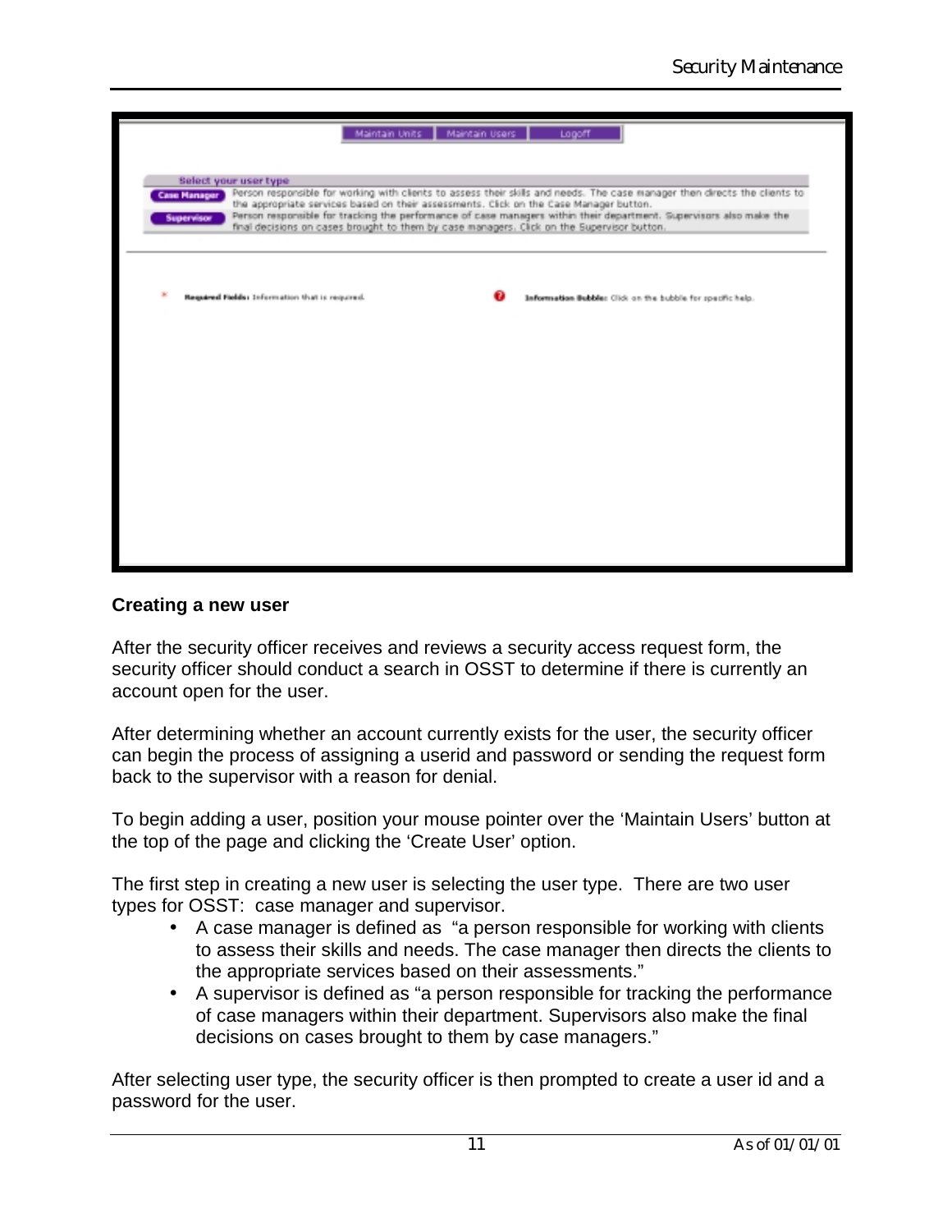Maintain Units | Maintain Users | Logoff

**Select your user type**

**Case Manager** Person responsible for working with clients to assess their skills and needs. The case manager then directs the clients to the appropriate services based on their assessments. Click on the Case Manager button.

**Supervisor** Person responsible for tracking the performance of case managers within their department. Supervisors also make the final decisions on cases brought to them by case managers. Click on the Supervisor button.

* **Required Fields:** Information that is required.

**Information Bubble:** Click on the bubble for specific help.

**Creating a new user**

After the security officer receives and reviews a security access request form, the security officer should conduct a search in OSST to determine if there is currently an account open for the user.

After determining whether an account currently exists for the user, the security officer can begin the process of assigning a userid and password or sending the request form back to the supervisor with a reason for denial.

To begin adding a user, position your mouse pointer over the 'Maintain Users' button at the top of the page and clicking the 'Create User' option.

The first step in creating a new user is selecting the user type. There are two user types for OSST: case manager and supervisor.

- A case manager is defined as "a person responsible for working with clients to assess their skills and needs. The case manager then directs the clients to the appropriate services based on their assessments."
- A supervisor is defined as "a person responsible for tracking the performance of case managers within their department. Supervisors also make the final decisions on cases brought to them by case managers."

After selecting user type, the security officer is then prompted to create a user id and a password for the user.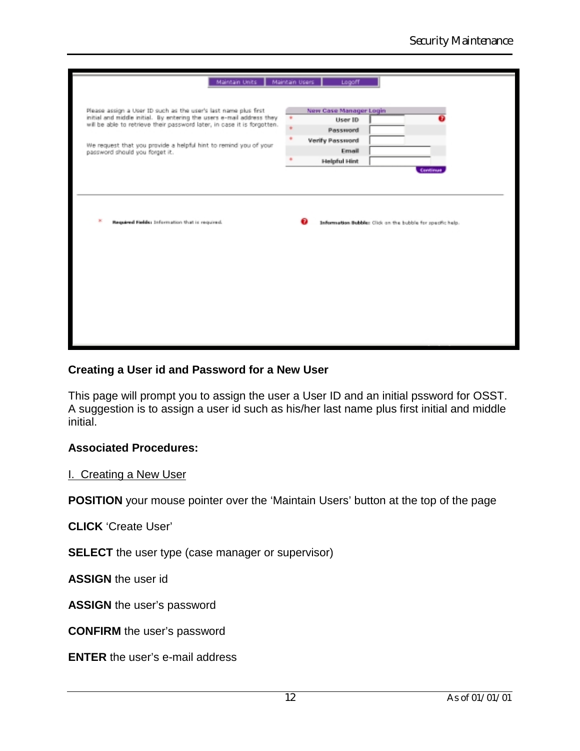Maintain Units | Maintain Users | Logoff

Please assign a User ID such as the user's last name plus first initial and middle initial. By entering the users e-mail address they will be able to retrieve their password later, in case it is forgotten.

We request that you provide a helpful hint to remind you of your password should you forget it.

| New Case Manager Login | |
|---|---|
| * User ID | |
| * Password | |
| * Verify Password | |
| Email | |
| * Helpful Hint | |

Continue

* Required Fields: Information that is required.

Information Bubble: Click on the bubble for specific help.

**Creating a User id and Password for a New User**

This page will prompt you to assign the user a User ID and an initial pssword for OSST. A suggestion is to assign a user id such as his/her last name plus first initial and middle initial.

**Associated Procedures:**

I. Creating a New User

**POSITION** your mouse pointer over the 'Maintain Users' button at the top of the page

**CLICK** 'Create User'

**SELECT** the user type (case manager or supervisor)

**ASSIGN** the user id

**ASSIGN** the user's password

**CONFIRM** the user's password

**ENTER** the user's e-mail address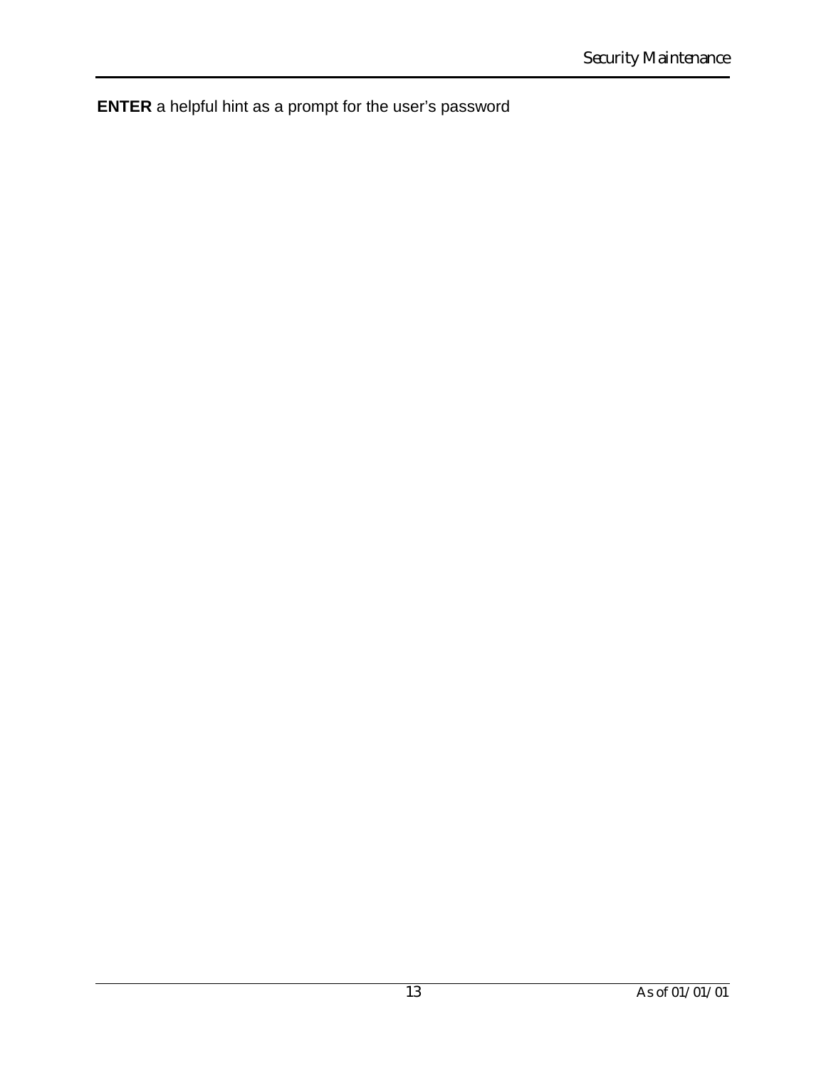**ENTER** a helpful hint as a prompt for the user's password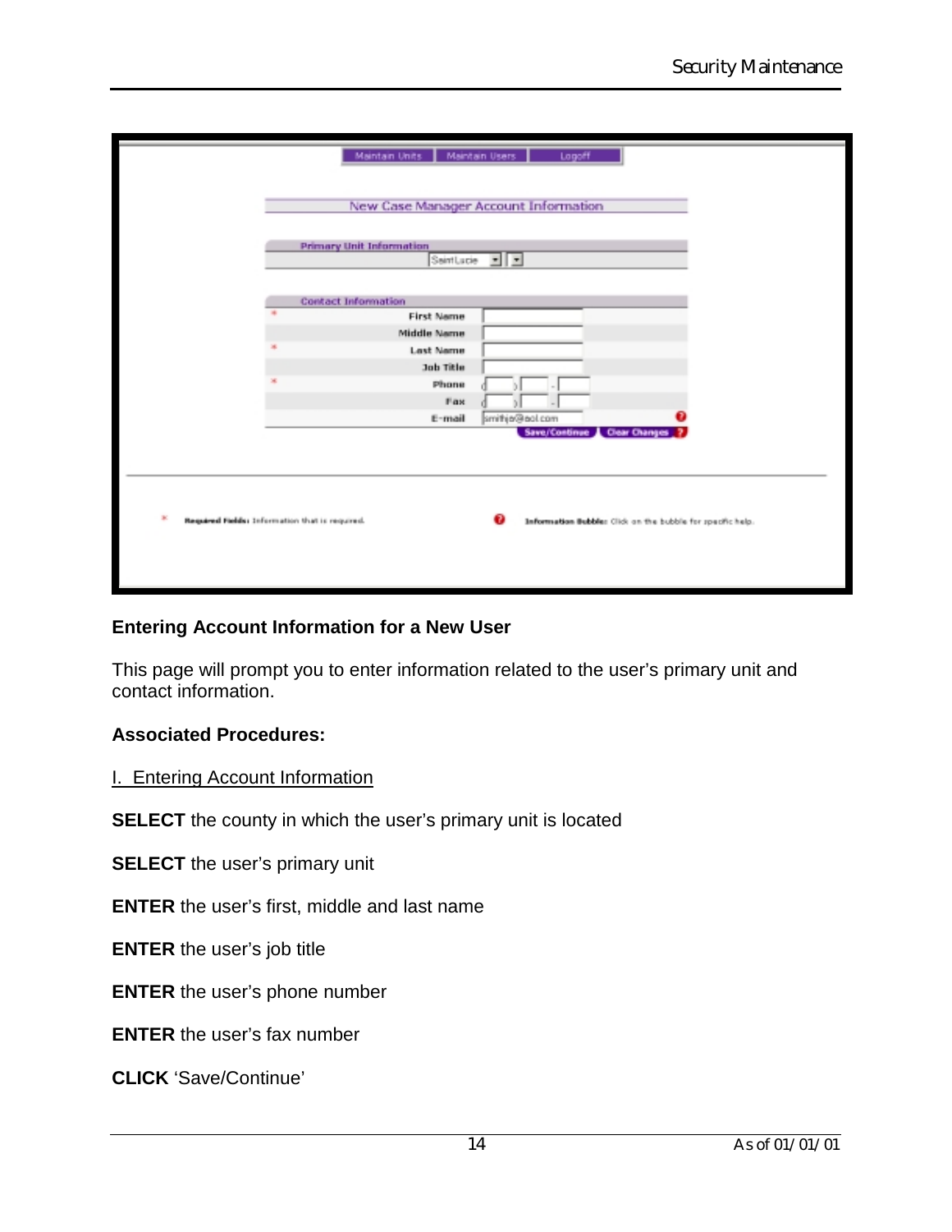## Entering Account Information for a New User

This page will prompt you to enter information related to the user's primary unit and contact information.

**Associated Procedures:**

<u>I. Entering Account Information</u>

**SELECT** the county in which the user's primary unit is located

**SELECT** the user's primary unit

**ENTER** the user's first, middle and last name

**ENTER** the user's job title

**ENTER** the user's phone number

**ENTER** the user's fax number

**CLICK** 'Save/Continue'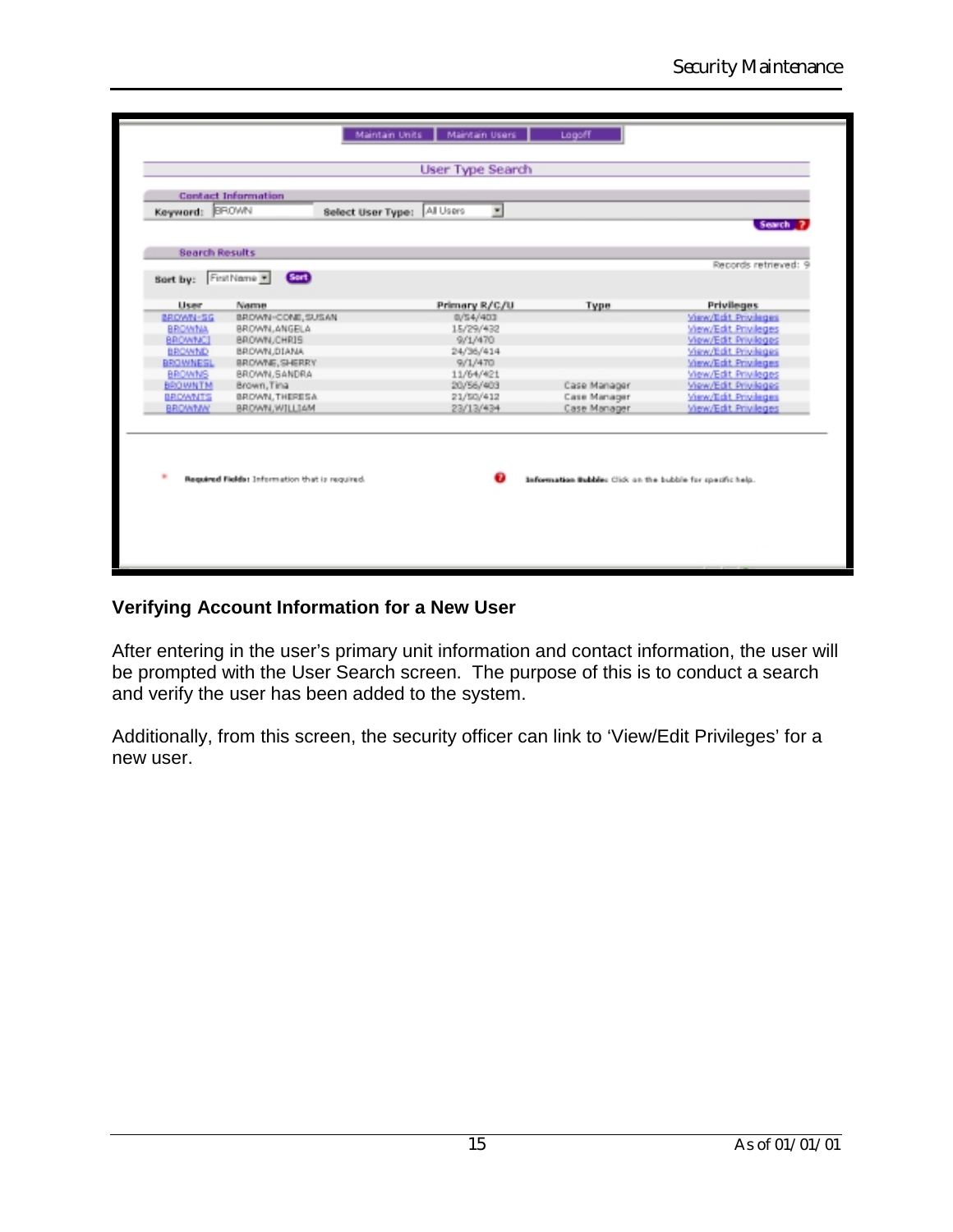| Maintain Units | Maintain Users | Logoff |
|---|---|---|

**User Type Search**

**Contact Information**

**Keyword:** BROWN **Select User Type:** All Users

Search ?

**Search Results**

Records retrieved: 9

**Sort by:** First Name Sort

| User | Name | Primary R/C/U | Type | Privileges |
|---|---|---|---|---|
| BROWN-SG | BROWN-CONE, SUSAN | 8/54/403 | | View/Edit Privileges |
| BROWNA | BROWN, ANGELA | 15/29/432 | | View/Edit Privileges |
| BROWNCJ | BROWN, CHRIS | 9/1/470 | | View/Edit Privileges |
| BROWND | BROWN, DIANA | 24/36/414 | | View/Edit Privileges |
| BROWNESL | BROWNE, SHERRY | 9/1/470 | | View/Edit Privileges |
| BROWNS | BROWN, SANDRA | 11/64/421 | | View/Edit Privileges |
| BROWNTM | Brown, Tina | 20/56/403 | Case Manager | View/Edit Privileges |
| BROWNTS | BROWN, THERESA | 21/50/412 | Case Manager | View/Edit Privileges |
| BROWNW | BROWN, WILLIAM | 23/13/434 | Case Manager | View/Edit Privileges |

\* **Required Fields:** Information that is required.

**Information Bubble:** Click on the bubble for specific help.

### Verifying Account Information for a New User

After entering in the user's primary unit information and contact information, the user will be prompted with the User Search screen. The purpose of this is to conduct a search and verify the user has been added to the system.

Additionally, from this screen, the security officer can link to 'View/Edit Privileges' for a new user.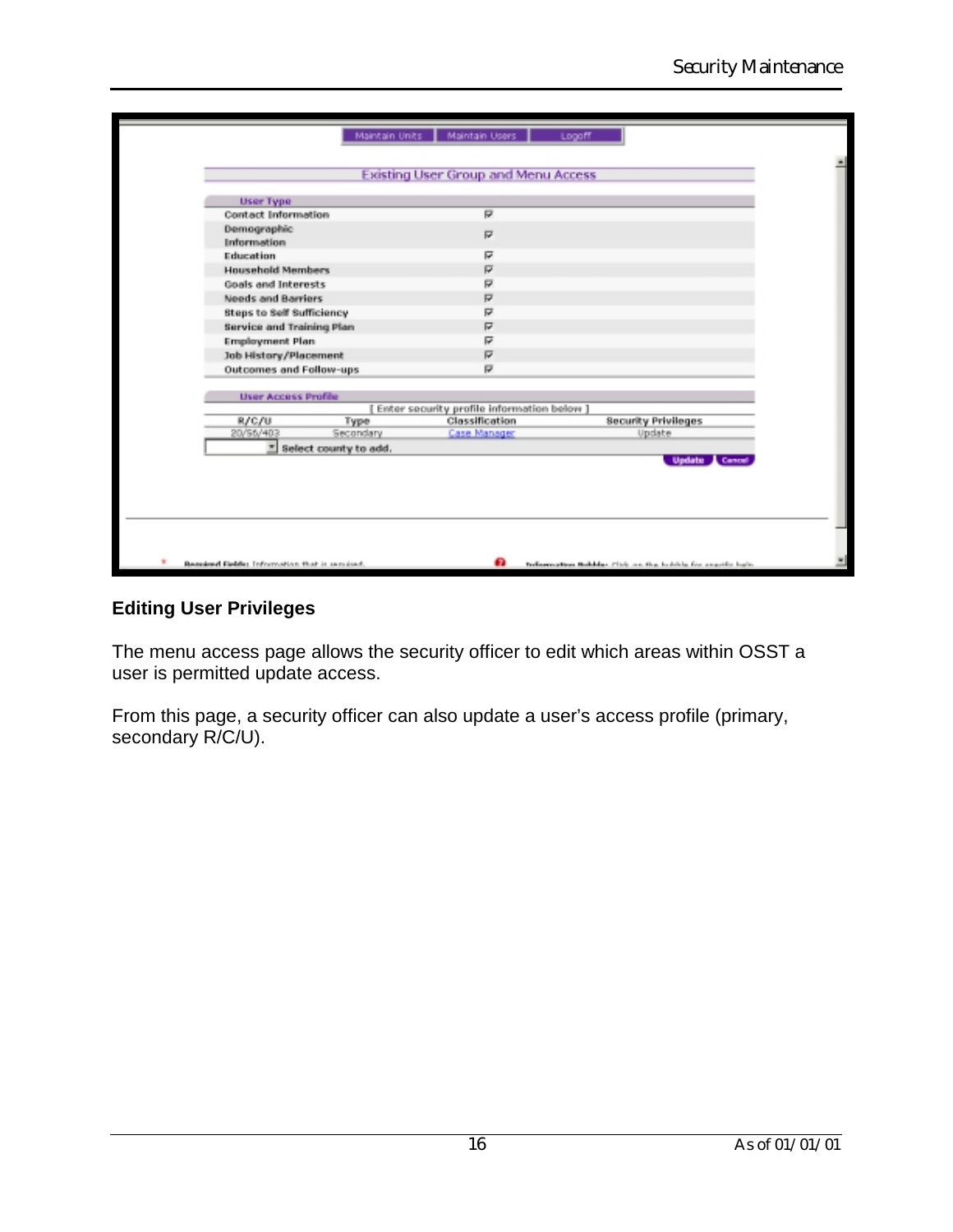| Maintain Units | Maintain Users | Logoff |
|---|---|---|

**Existing User Group and Menu Access**

| User Type | |
|---|---|
| Contact Information | ☑ |
| Demographic Information | ☑ |
| Education | ☑ |
| Household Members | ☑ |
| Goals and Interests | ☑ |
| Needs and Barriers | ☑ |
| Steps to Self Sufficiency | ☑ |
| Service and Training Plan | ☑ |
| Employment Plan | ☑ |
| Job History/Placement | ☑ |
| Outcomes and Follow-ups | ☑ |

**User Access Profile**

[ Enter security profile information below ]

| R/C/U | Type | Classification | Security Privileges |
|---|---|---|---|
| 20/56/403 | Secondary | Case Manager | Update |

Select county to add.

Update Cancel

\* Required Fields: Information that is required.

Information Bubble: Click on the bubble for specific help.

## Editing User Privileges

The menu access page allows the security officer to edit which areas within OSST a user is permitted update access.

From this page, a security officer can also update a user's access profile (primary, secondary R/C/U).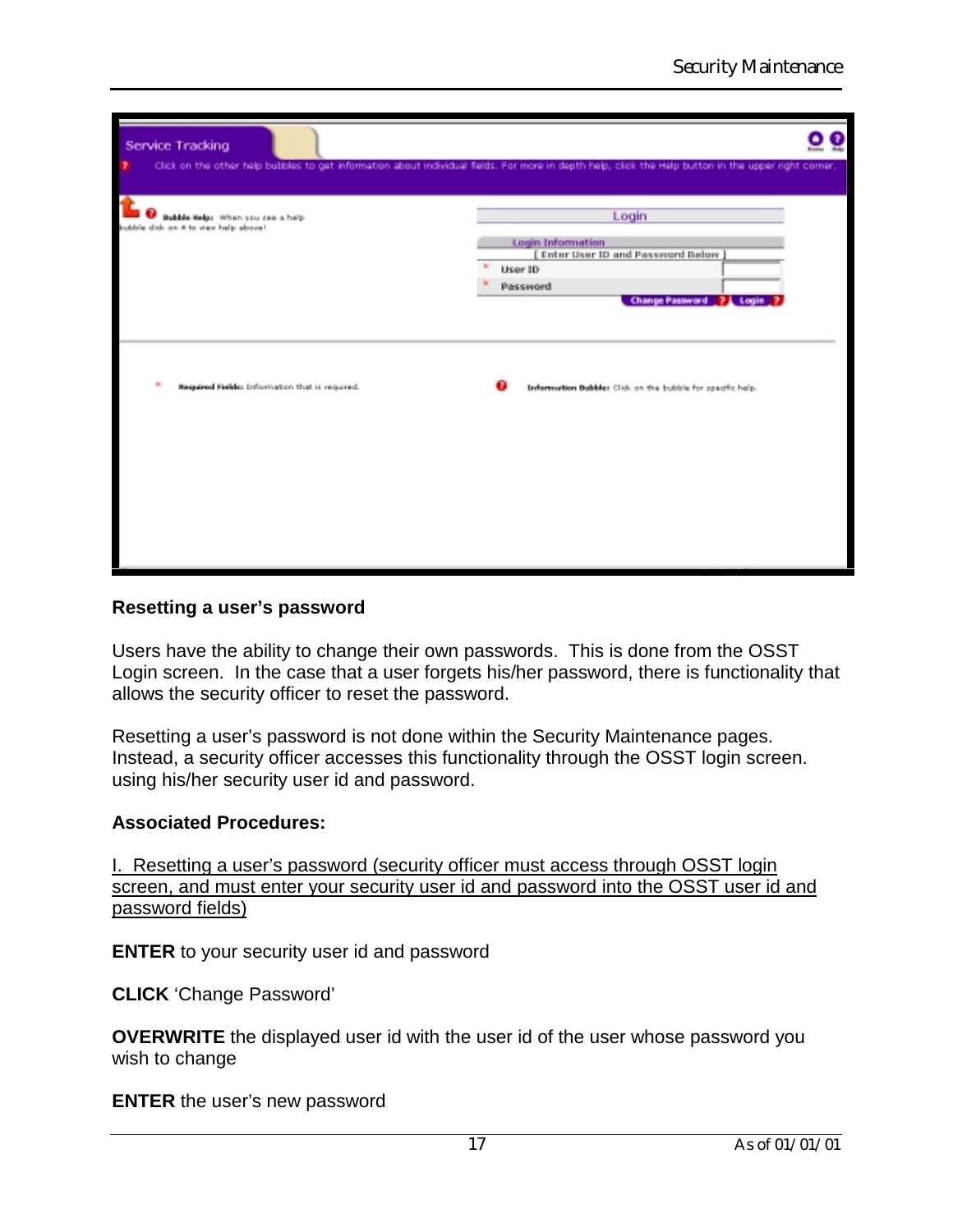## Resetting a user's password

Users have the ability to change their own passwords. This is done from the OSST Login screen. In the case that a user forgets his/her password, there is functionality that allows the security officer to reset the password.

Resetting a user's password is not done within the Security Maintenance pages. Instead, a security officer accesses this functionality through the OSST login screen. using his/her security user id and password.

**Associated Procedures:**

I. Resetting a user's password (security officer must access through OSST login screen, and must enter your security user id and password into the OSST user id and password fields)

**ENTER** to your security user id and password

**CLICK** 'Change Password'

**OVERWRITE** the displayed user id with the user id of the user whose password you wish to change

**ENTER** the user's new password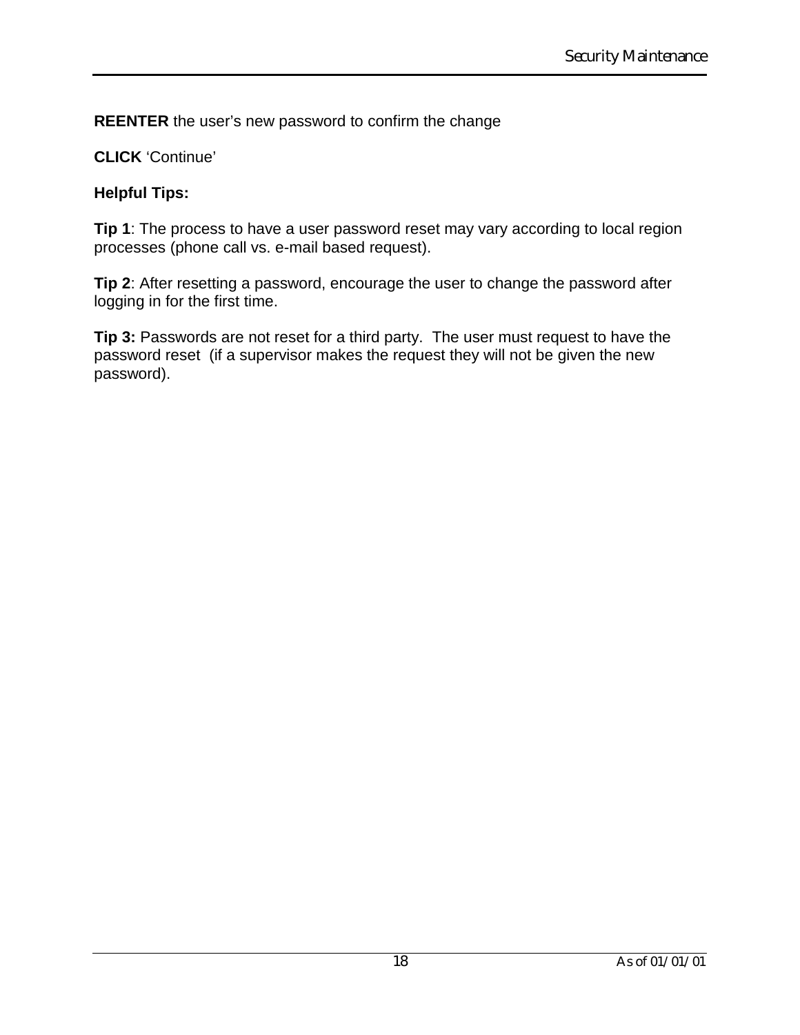**REENTER** the user’s new password to confirm the change

**CLICK** ‘Continue’

**Helpful Tips:**

**Tip 1**: The process to have a user password reset may vary according to local region processes (phone call vs. e-mail based request).

**Tip 2**: After resetting a password, encourage the user to change the password after logging in for the first time.

**Tip 3:** Passwords are not reset for a third party. The user must request to have the password reset (if a supervisor makes the request they will not be given the new password).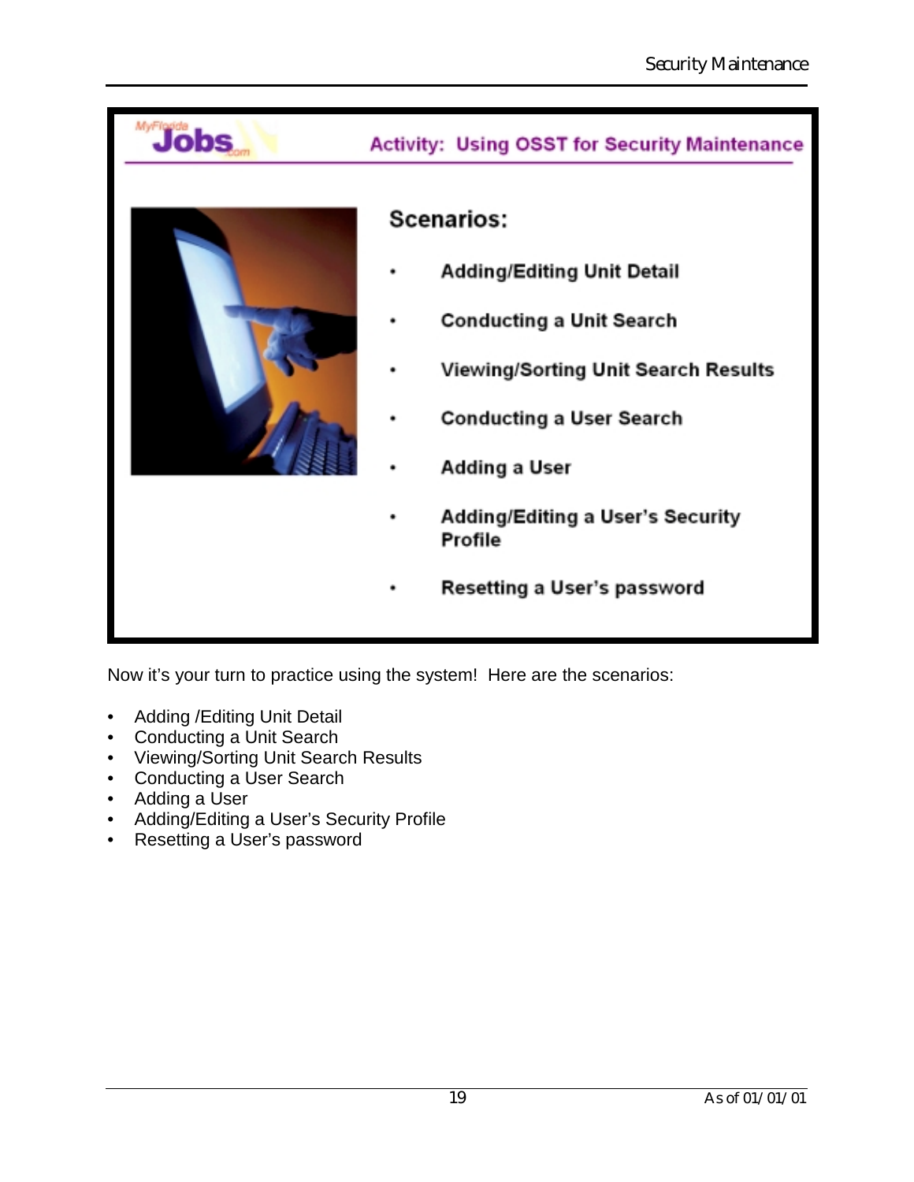**Activity: Using OSST for Security Maintenance**

**Scenarios:**

- **Adding/Editing Unit Detail**
- **Conducting a Unit Search**
- **Viewing/Sorting Unit Search Results**
- **Conducting a User Search**
- **Adding a User**
- **Adding/Editing a User's Security Profile**
- **Resetting a User's password**

Now it's your turn to practice using the system! Here are the scenarios:

- Adding /Editing Unit Detail
- Conducting a Unit Search
- Viewing/Sorting Unit Search Results
- Conducting a User Search
- Adding a User
- Adding/Editing a User's Security Profile
- Resetting a User's password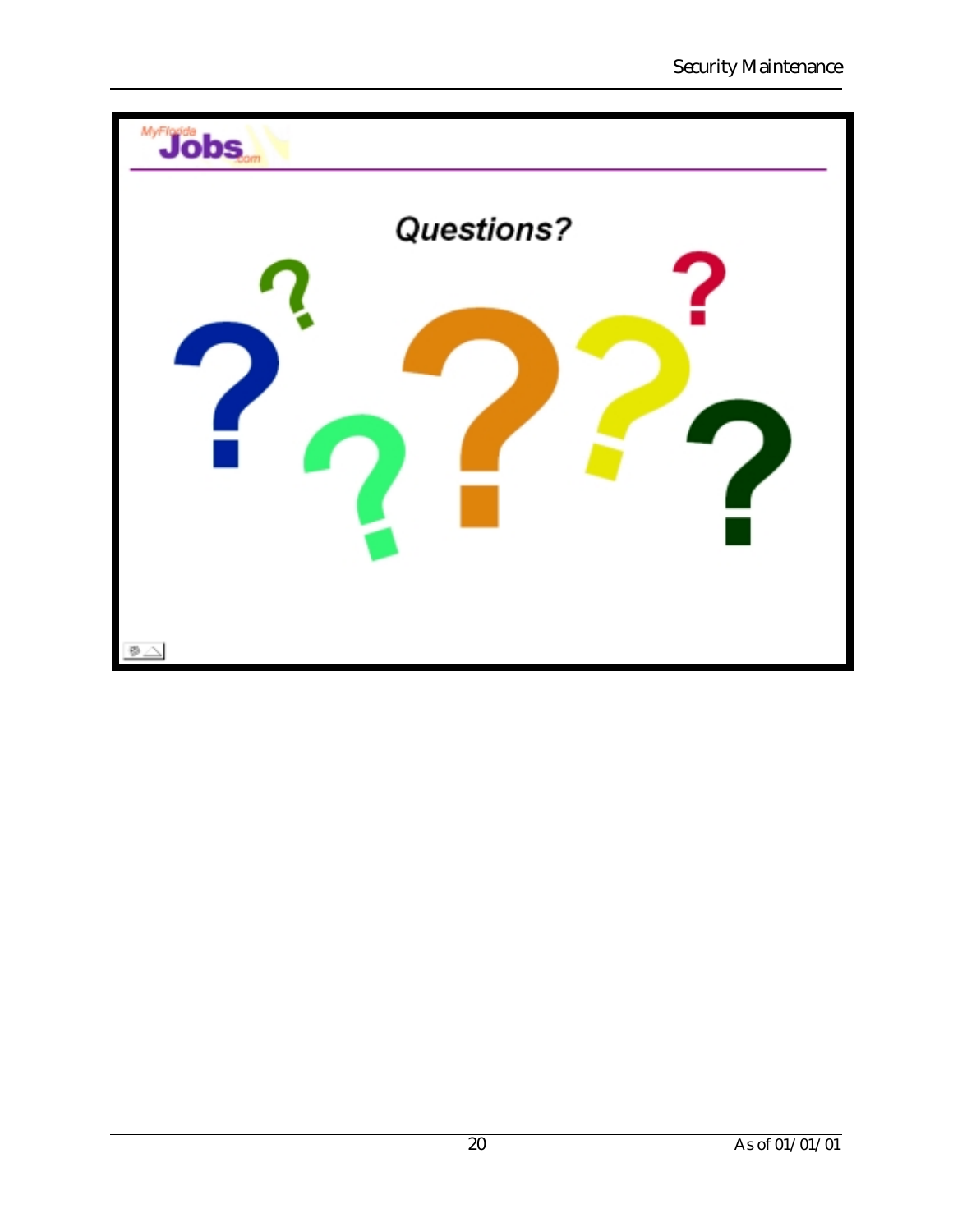MyFlorida Jobs.com

Questions?